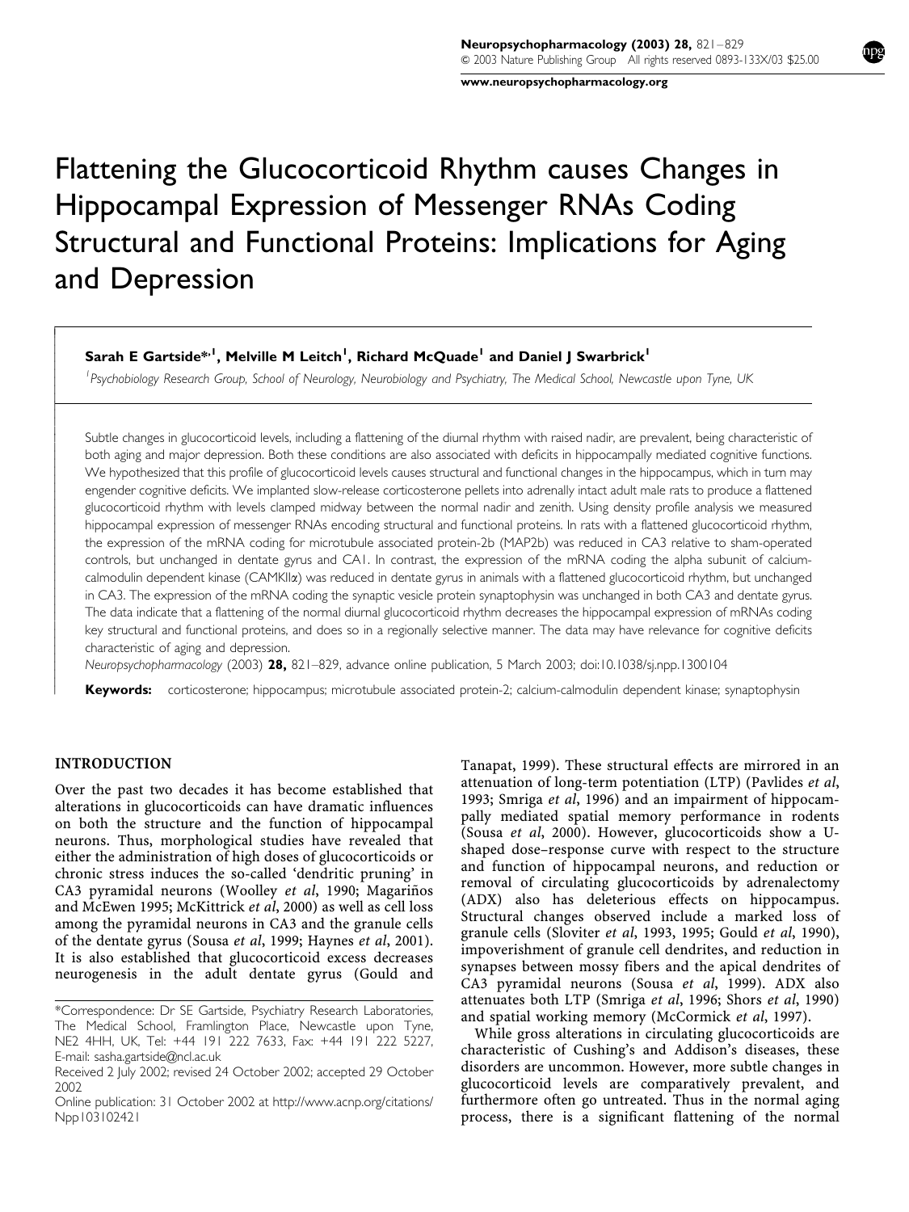# Flattening the Glucocorticoid Rhythm causes Changes in Hippocampal Expression of Messenger RNAs Coding Structural and Functional Proteins: Implications for Aging and Depression

**Sarah E Gartside\*,[1], Melville M Leitch[1], Richard McQuade[1] and Daniel J Swarbrick[1]**

[1]*Psychobiology Research Group, School of Neurology, Neurobiology and Psychiatry, The Medical School, Newcastle upon Tyne, UK*

Subtle changes in glucocorticoid levels, including a flattening of the diurnal rhythm with raised nadir, are prevalent, being characteristic of both aging and major depression. Both these conditions are also associated with deficits in hippocampally mediated cognitive functions. We hypothesized that this profile of glucocorticoid levels causes structural and functional changes in the hippocampus, which in turn may engender cognitive deficits. We implanted slow-release corticosterone pellets into adrenally intact adult male rats to produce a flattened glucocorticoid rhythm with levels clamped midway between the normal nadir and zenith. Using density profile analysis we measured hippocampal expression of messenger RNAs encoding structural and functional proteins. In rats with a flattened glucocorticoid rhythm, the expression of the mRNA coding for microtubule associated protein-2b (MAP2b) was reduced in CA3 relative to sham-operated controls, but unchanged in dentate gyrus and CA1. In contrast, the expression of the mRNA coding the alpha subunit of calcium-calmodulin dependent kinase (CAMKIIα) was reduced in dentate gyrus in animals with a flattened glucocorticoid rhythm, but unchanged in CA3. The expression of the mRNA coding the synaptic vesicle protein synaptophysin was unchanged in both CA3 and dentate gyrus. The data indicate that a flattening of the normal diurnal glucocorticoid rhythm decreases the hippocampal expression of mRNAs coding key structural and functional proteins, and does so in a regionally selective manner. The data may have relevance for cognitive deficits characteristic of aging and depression.

*Neuropsychopharmacology* (2003) **28,** 821–829, advance online publication, 5 March 2003; doi:10.1038/sj.npp.1300104

**Keywords:** corticosterone; hippocampus; microtubule associated protein-2; calcium-calmodulin dependent kinase; synaptophysin

## INTRODUCTION

Over the past two decades it has become established that alterations in glucocorticoids can have dramatic influences on both the structure and the function of hippocampal neurons. Thus, morphological studies have revealed that either the administration of high doses of glucocorticoids or chronic stress induces the so-called 'dendritic pruning' in CA3 pyramidal neurons (Woolley *et al*, 1990; Magariños and McEwen 1995; McKittrick *et al*, 2000) as well as cell loss among the pyramidal neurons in CA3 and the granule cells of the dentate gyrus (Sousa *et al*, 1999; Haynes *et al*, 2001). It is also established that glucocorticoid excess decreases neurogenesis in the adult dentate gyrus (Gould and Tanapat, 1999). These structural effects are mirrored in an attenuation of long-term potentiation (LTP) (Pavlides *et al*, 1993; Smriga *et al*, 1996) and an impairment of hippocampally mediated spatial memory performance in rodents (Sousa *et al*, 2000). However, glucocorticoids show a U-shaped dose–response curve with respect to the structure and function of hippocampal neurons, and reduction or removal of circulating glucocorticoids by adrenalectomy (ADX) also has deleterious effects on hippocampus. Structural changes observed include a marked loss of granule cells (Sloviter *et al*, 1993, 1995; Gould *et al*, 1990), impoverishment of granule cell dendrites, and reduction in synapses between mossy fibers and the apical dendrites of CA3 pyramidal neurons (Sousa *et al*, 1999). ADX also attenuates both LTP (Smriga *et al*, 1996; Shors *et al*, 1990) and spatial working memory (McCormick *et al*, 1997).

While gross alterations in circulating glucocorticoids are characteristic of Cushing's and Addison's diseases, these disorders are uncommon. However, more subtle changes in glucocorticoid levels are comparatively prevalent, and furthermore often go untreated. Thus in the normal aging process, there is a significant flattening of the normal

\*Correspondence: Dr SE Gartside, Psychiatry Research Laboratories, The Medical School, Framlington Place, Newcastle upon Tyne, NE2 4HH, UK, Tel: +44 191 222 7633, Fax: +44 191 222 5227, E-mail: sasha.gartside@ncl.ac.uk

Received 2 July 2002; revised 24 October 2002; accepted 29 October 2002

Online publication: 31 October 2002 at http://www.acnp.org/citations/Npp103102421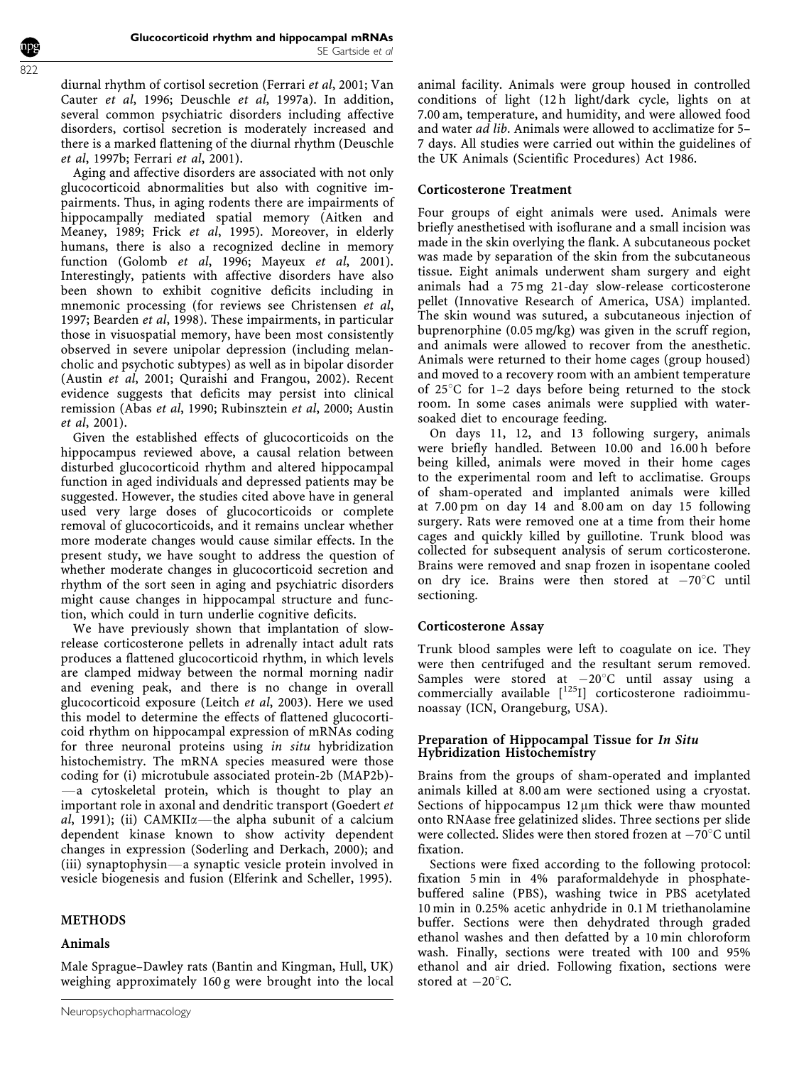diurnal rhythm of cortisol secretion (Ferrari *et al*, 2001; Van Cauter *et al*, 1996; Deuschle *et al*, 1997a). In addition, several common psychiatric disorders including affective disorders, cortisol secretion is moderately increased and there is a marked flattening of the diurnal rhythm (Deuschle *et al*, 1997b; Ferrari *et al*, 2001).

Aging and affective disorders are associated with not only glucocorticoid abnormalities but also with cognitive impairments. Thus, in aging rodents there are impairments of hippocampally mediated spatial memory (Aitken and Meaney, 1989; Frick *et al*, 1995). Moreover, in elderly humans, there is also a recognized decline in memory function (Golomb *et al*, 1996; Mayeux *et al*, 2001). Interestingly, patients with affective disorders have also been shown to exhibit cognitive deficits including in mnemonic processing (for reviews see Christensen *et al*, 1997; Bearden *et al*, 1998). These impairments, in particular those in visuospatial memory, have been most consistently observed in severe unipolar depression (including melancholic and psychotic subtypes) as well as in bipolar disorder (Austin *et al*, 2001; Quraishi and Frangou, 2002). Recent evidence suggests that deficits may persist into clinical remission (Abas *et al*, 1990; Rubinsztein *et al*, 2000; Austin *et al*, 2001).

Given the established effects of glucocorticoids on the hippocampus reviewed above, a causal relation between disturbed glucocorticoid rhythm and altered hippocampal function in aged individuals and depressed patients may be suggested. However, the studies cited above have in general used very large doses of glucocorticoids or complete removal of glucocorticoids, and it remains unclear whether more moderate changes would cause similar effects. In the present study, we have sought to address the question of whether moderate changes in glucocorticoid secretion and rhythm of the sort seen in aging and psychiatric disorders might cause changes in hippocampal structure and function, which could in turn underlie cognitive deficits.

We have previously shown that implantation of slow-release corticosterone pellets in adrenally intact adult rats produces a flattened glucocorticoid rhythm, in which levels are clamped midway between the normal morning nadir and evening peak, and there is no change in overall glucocorticoid exposure (Leitch *et al*, 2003). Here we used this model to determine the effects of flattened glucocorticoid rhythm on hippocampal expression of mRNAs coding for three neuronal proteins using *in situ* hybridization histochemistry. The mRNA species measured were those coding for (i) microtubule associated protein-2b (MAP2b)—a cytoskeletal protein, which is thought to play an important role in axonal and dendritic transport (Goedert *et al*, 1991); (ii) CAMKII$\alpha$—the alpha subunit of a calcium dependent kinase known to show activity dependent changes in expression (Soderling and Derkach, 2000); and (iii) synaptophysin—a synaptic vesicle protein involved in vesicle biogenesis and fusion (Elferink and Scheller, 1995).

## METHODS

### Animals

Male Sprague–Dawley rats (Bantin and Kingman, Hull, UK) weighing approximately 160 g were brought into the local animal facility. Animals were group housed in controlled conditions of light (12 h light/dark cycle, lights on at 7.00 am, temperature, and humidity, and were allowed food and water *ad lib*. Animals were allowed to acclimatize for 5–7 days. All studies were carried out within the guidelines of the UK Animals (Scientific Procedures) Act 1986.

### Corticosterone Treatment

Four groups of eight animals were used. Animals were briefly anesthetised with isoflurane and a small incision was made in the skin overlying the flank. A subcutaneous pocket was made by separation of the skin from the subcutaneous tissue. Eight animals underwent sham surgery and eight animals had a 75 mg 21-day slow-release corticosterone pellet (Innovative Research of America, USA) implanted. The skin wound was sutured, a subcutaneous injection of buprenorphine (0.05 mg/kg) was given in the scruff region, and animals were allowed to recover from the anesthetic. Animals were returned to their home cages (group housed) and moved to a recovery room with an ambient temperature of 25°C for 1–2 days before being returned to the stock room. In some cases animals were supplied with water-soaked diet to encourage feeding.

On days 11, 12, and 13 following surgery, animals were briefly handled. Between 10.00 and 16.00 h before being killed, animals were moved in their home cages to the experimental room and left to acclimatise. Groups of sham-operated and implanted animals were killed at 7.00 pm on day 14 and 8.00 am on day 15 following surgery. Rats were removed one at a time from their home cages and quickly killed by guillotine. Trunk blood was collected for subsequent analysis of serum corticosterone. Brains were removed and snap frozen in isopentane cooled on dry ice. Brains were then stored at −70°C until sectioning.

### Corticosterone Assay

Trunk blood samples were left to coagulate on ice. They were then centrifuged and the resultant serum removed. Samples were stored at −20°C until assay using a commercially available [$^{125}$I] corticosterone radioimmunoassay (ICN, Orangeburg, USA).

### Preparation of Hippocampal Tissue for *In Situ* Hybridization Histochemistry

Brains from the groups of sham-operated and implanted animals killed at 8.00 am were sectioned using a cryostat. Sections of hippocampus 12 μm thick were thaw mounted onto RNAase free gelatinized slides. Three sections per slide were collected. Slides were then stored frozen at −70°C until fixation.

Sections were fixed according to the following protocol: fixation 5 min in 4% paraformaldehyde in phosphate-buffered saline (PBS), washing twice in PBS acetylated 10 min in 0.25% acetic anhydride in 0.1 M triethanolamine buffer. Sections were then dehydrated through graded ethanol washes and then defatted by a 10 min chloroform wash. Finally, sections were treated with 100 and 95% ethanol and air dried. Following fixation, sections were stored at −20°C.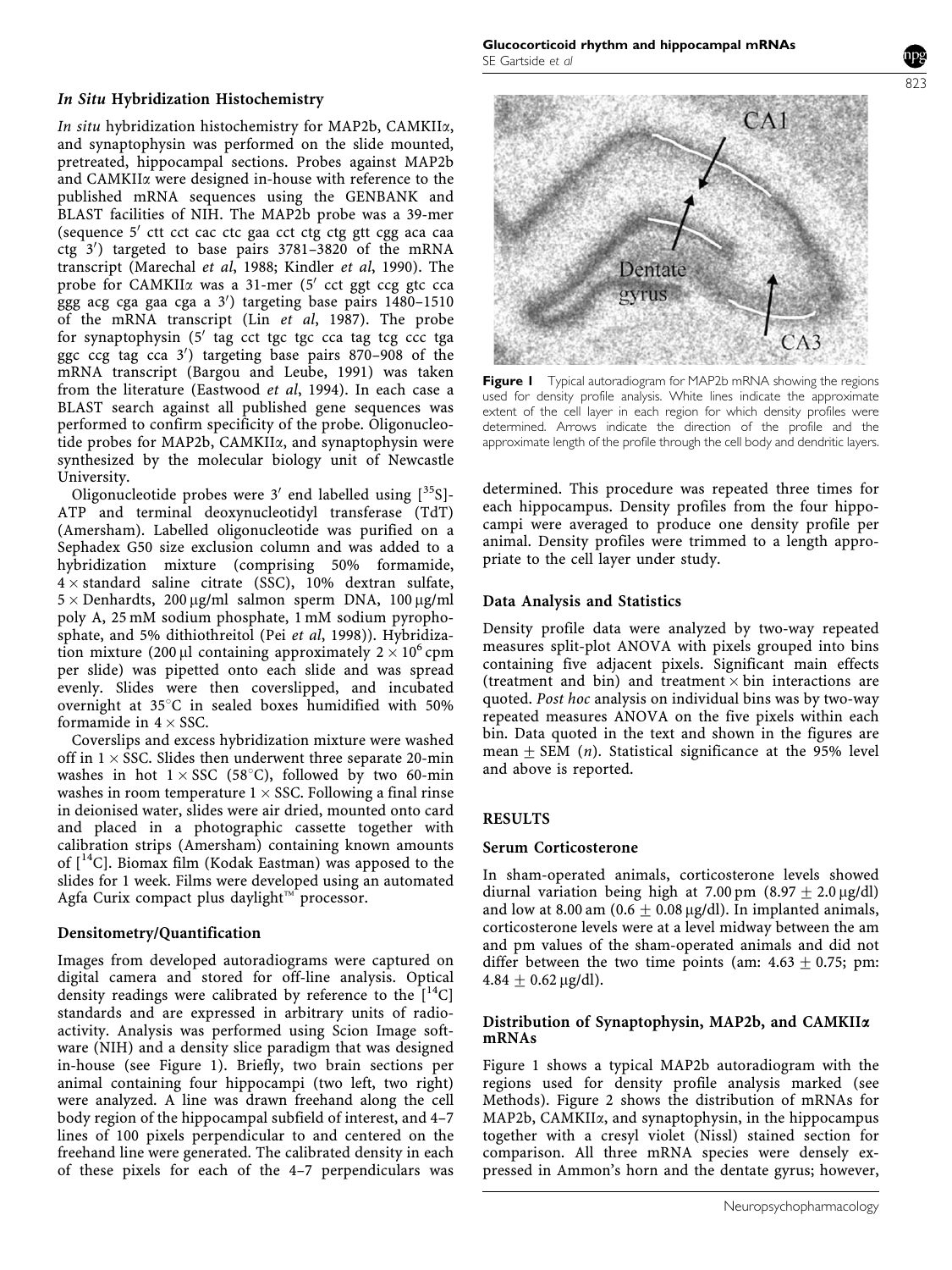### *In Situ* Hybridization Histochemistry

*In situ* hybridization histochemistry for MAP2b, CAMKIIα, and synaptophysin was performed on the slide mounted, pretreated, hippocampal sections. Probes against MAP2b and CAMKIIα were designed in-house with reference to the published mRNA sequences using the GENBANK and BLAST facilities of NIH. The MAP2b probe was a 39-mer (sequence 5′ ctt cct cac ctc gaa cct ctg ctg gtt cgg aca caa ctg 3′) targeted to base pairs 3781–3820 of the mRNA transcript (Marechal *et al*, 1988; Kindler *et al*, 1990). The probe for CAMKIIα was a 31-mer (5′ cct ggt ccg gtc cca ggg acg cga gaa cga a 3′) targeting base pairs 1480–1510 of the mRNA transcript (Lin *et al*, 1987). The probe for synaptophysin (5′ tag cct tgc tgc cca tag tcg ccc tga ggc ccg tag cca 3′) targeting base pairs 870–908 of the mRNA transcript (Bargou and Leube, 1991) was taken from the literature (Eastwood *et al*, 1994). In each case a BLAST search against all published gene sequences was performed to confirm specificity of the probe. Oligonucleotide probes for MAP2b, CAMKIIα, and synaptophysin were synthesized by the molecular biology unit of Newcastle University.

Oligonucleotide probes were 3′ end labelled using [$^{35}$S]-ATP and terminal deoxynucleotidyl transferase (TdT) (Amersham). Labelled oligonucleotide was purified on a Sephadex G50 size exclusion column and was added to a hybridization mixture (comprising 50% formamide, $4\times$ standard saline citrate (SSC), 10% dextran sulfate, $5\times$ Denhardts, 200 μg/ml salmon sperm DNA, 100 μg/ml poly A, 25 mM sodium phosphate, 1 mM sodium pyrophosphate, and 5% dithiothreitol (Pei *et al*, 1998)). Hybridization mixture (200 μl containing approximately $2\times10^6$ cpm per slide) was pipetted onto each slide and was spread evenly. Slides were then coverslipped, and incubated overnight at 35°C in sealed boxes humidified with 50% formamide in $4\times$ SSC.

Coverslips and excess hybridization mixture were washed off in $1\times$ SSC. Slides then underwent three separate 20-min washes in hot $1\times$ SSC (58°C), followed by two 60-min washes in room temperature $1\times$ SSC. Following a final rinse in deionised water, slides were air dried, mounted onto card and placed in a photographic cassette together with calibration strips (Amersham) containing known amounts of [$^{14}$C]. Biomax film (Kodak Eastman) was apposed to the slides for 1 week. Films were developed using an automated Agfa Curix compact plus daylight™ processor.

### Densitometry/Quantification

Images from developed autoradiograms were captured on digital camera and stored for off-line analysis. Optical density readings were calibrated by reference to the [$^{14}$C] standards and are expressed in arbitrary units of radioactivity. Analysis was performed using Scion Image software (NIH) and a density slice paradigm that was designed in-house (see Figure 1). Briefly, two brain sections per animal containing four hippocampi (two left, two right) were analyzed. A line was drawn freehand along the cell body region of the hippocampal subfield of interest, and 4–7 lines of 100 pixels perpendicular to and centered on the freehand line were generated. The calibrated density in each of these pixels for each of the 4–7 perpendiculars was determined. This procedure was repeated three times for each hippocampus. Density profiles from the four hippocampi were averaged to produce one density profile per animal. Density profiles were trimmed to a length appropriate to the cell layer under study.

**Figure 1** Typical autoradiogram for MAP2b mRNA showing the regions used for density profile analysis. White lines indicate the approximate extent of the cell layer in each region for which density profiles were determined. Arrows indicate the direction of the profile and the approximate length of the profile through the cell body and dendritic layers.

### Data Analysis and Statistics

Density profile data were analyzed by two-way repeated measures split-plot ANOVA with pixels grouped into bins containing five adjacent pixels. Significant main effects (treatment and bin) and treatment × bin interactions are quoted. *Post hoc* analysis on individual bins was by two-way repeated measures ANOVA on the five pixels within each bin. Data quoted in the text and shown in the figures are mean ± SEM (*n*). Statistical significance at the 95% level and above is reported.

## RESULTS

### Serum Corticosterone

In sham-operated animals, corticosterone levels showed diurnal variation being high at 7.00 pm (8.97 ± 2.0 μg/dl) and low at 8.00 am (0.6 ± 0.08 μg/dl). In implanted animals, corticosterone levels were at a level midway between the am and pm values of the sham-operated animals and did not differ between the two time points (am: 4.63 ± 0.75; pm: 4.84 ± 0.62 μg/dl).

### Distribution of Synaptophysin, MAP2b, and CAMKIIα mRNAs

Figure 1 shows a typical MAP2b autoradiogram with the regions used for density profile analysis marked (see Methods). Figure 2 shows the distribution of mRNAs for MAP2b, CAMKIIα, and synaptophysin, in the hippocampus together with a cresyl violet (Nissl) stained section for comparison. All three mRNA species were densely expressed in Ammon's horn and the dentate gyrus; however,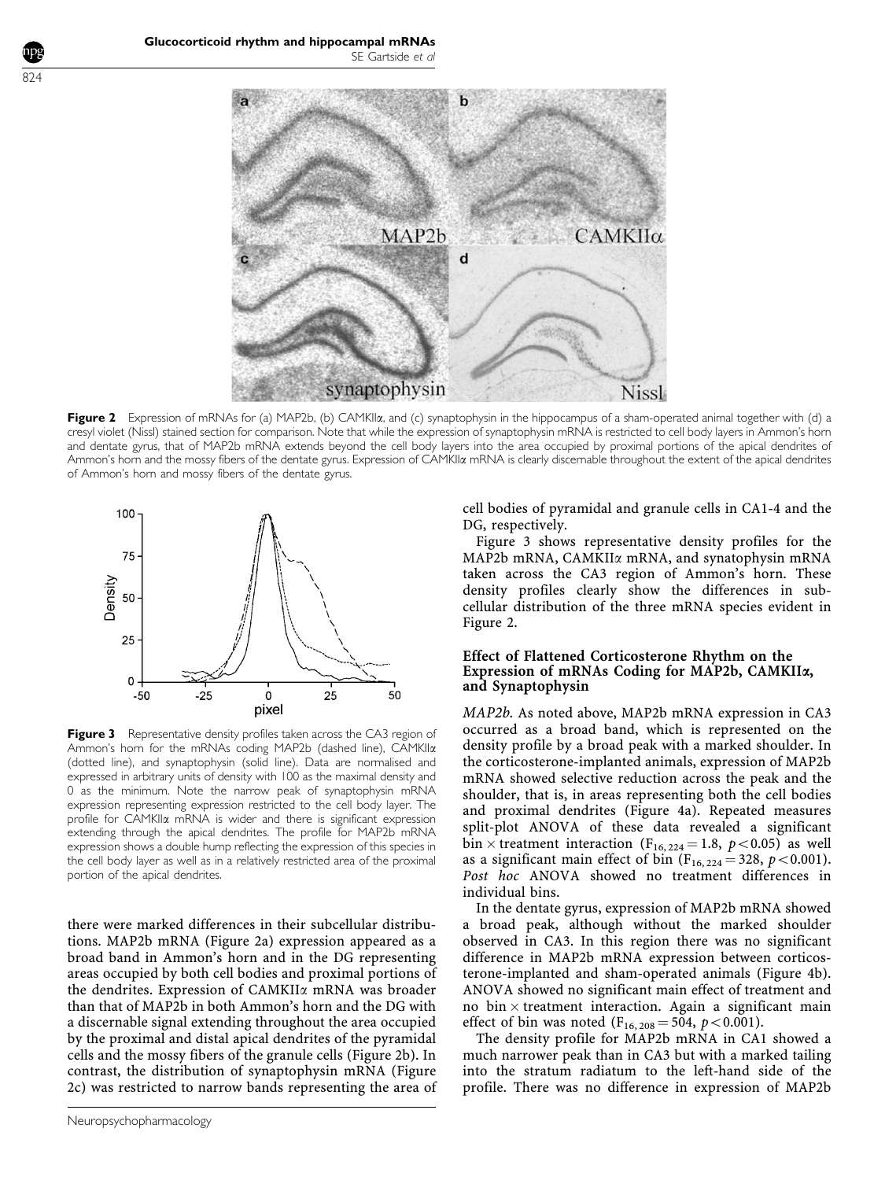**Figure 2** Expression of mRNAs for (a) MAP2b, (b) CAMKIIα, and (c) synaptophysin in the hippocampus of a sham-operated animal together with (d) a cresyl violet (Nissl) stained section for comparison. Note that while the expression of synaptophysin mRNA is restricted to cell body layers in Ammon's horn and dentate gyrus, that of MAP2b mRNA extends beyond the cell body layers into the area occupied by proximal portions of the apical dendrites of Ammon's horn and the mossy fibers of the dentate gyrus. Expression of CAMKIIα mRNA is clearly discernable throughout the extent of the apical dendrites of Ammon's horn and mossy fibers of the dentate gyrus.

**Figure 3** Representative density profiles taken across the CA3 region of Ammon's horn for the mRNAs coding MAP2b (dashed line), CAMKIIα (dotted line), and synaptophysin (solid line). Data are normalised and expressed in arbitrary units of density with 100 as the maximal density and 0 as the minimum. Note the narrow peak of synaptophysin mRNA expression representing expression restricted to the cell body layer. The profile for CAMKIIα mRNA is wider and there is significant expression extending through the apical dendrites. The profile for MAP2b mRNA expression shows a double hump reflecting the expression of this species in the cell body layer as well as in a relatively restricted area of the proximal portion of the apical dendrites.

there were marked differences in their subcellular distributions. MAP2b mRNA (Figure 2a) expression appeared as a broad band in Ammon's horn and in the DG representing areas occupied by both cell bodies and proximal portions of the dendrites. Expression of CAMKIIα mRNA was broader than that of MAP2b in both Ammon's horn and the DG with a discernable signal extending throughout the area occupied by the proximal and distal apical dendrites of the pyramidal cells and the mossy fibers of the granule cells (Figure 2b). In contrast, the distribution of synaptophysin mRNA (Figure 2c) was restricted to narrow bands representing the area of cell bodies of pyramidal and granule cells in CA1-4 and the DG, respectively.

Figure 3 shows representative density profiles for the MAP2b mRNA, CAMKIIα mRNA, and synatophysin mRNA taken across the CA3 region of Ammon's horn. These density profiles clearly show the differences in subcellular distribution of the three mRNA species evident in Figure 2.

### Effect of Flattened Corticosterone Rhythm on the Expression of mRNAs Coding for MAP2b, CAMKIIα, and Synaptophysin

*MAP2b.* As noted above, MAP2b mRNA expression in CA3 occurred as a broad band, which is represented on the density profile by a broad peak with a marked shoulder. In the corticosterone-implanted animals, expression of MAP2b mRNA showed selective reduction across the peak and the shoulder, that is, in areas representing both the cell bodies and proximal dendrites (Figure 4a). Repeated measures split-plot ANOVA of these data revealed a significant bin × treatment interaction ($F_{16,224} = 1.8$, $p < 0.05$) as well as a significant main effect of bin ($F_{16,224} = 328$, $p < 0.001$). *Post hoc* ANOVA showed no treatment differences in individual bins.

In the dentate gyrus, expression of MAP2b mRNA showed a broad peak, although without the marked shoulder observed in CA3. In this region there was no significant difference in MAP2b mRNA expression between corticosterone-implanted and sham-operated animals (Figure 4b). ANOVA showed no significant main effect of treatment and no bin × treatment interaction. Again a significant main effect of bin was noted ($F_{16,208} = 504$, $p < 0.001$).

The density profile for MAP2b mRNA in CA1 showed a much narrower peak than in CA3 but with a marked tailing into the stratum radiatum to the left-hand side of the profile. There was no difference in expression of MAP2b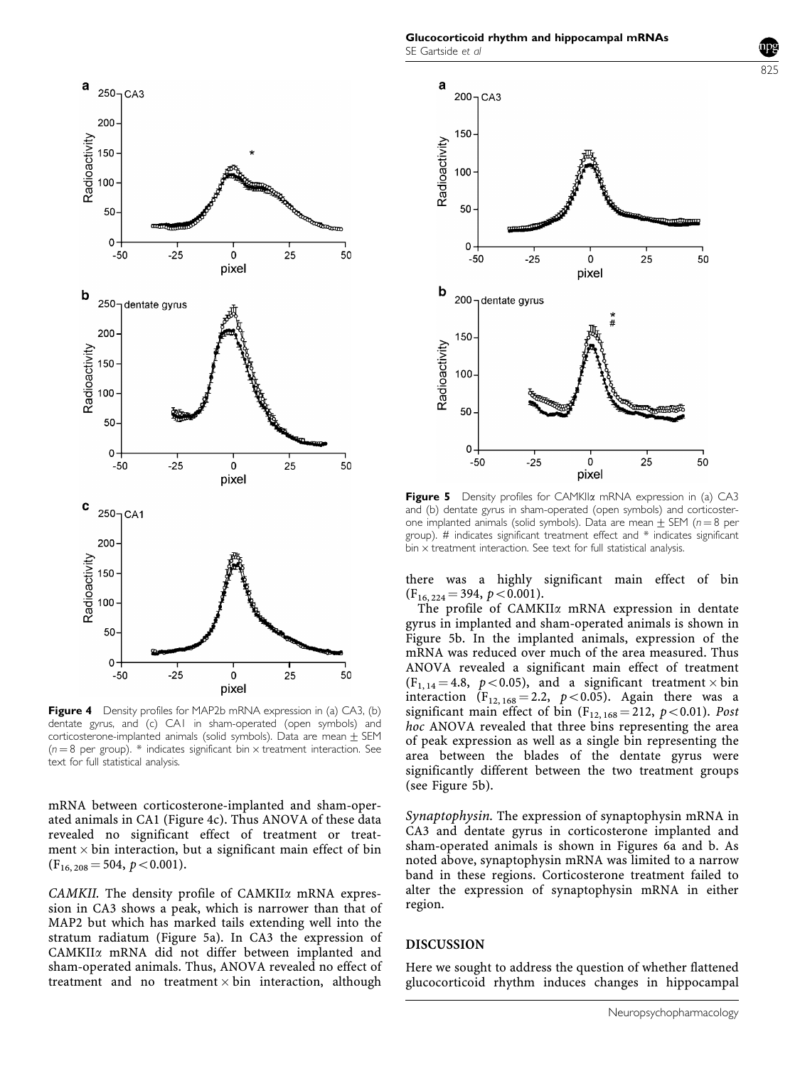**Figure 4** Density profiles for MAP2b mRNA expression in (a) CA3, (b) dentate gyrus, and (c) CA1 in sham-operated (open symbols) and corticosterone-implanted animals (solid symbols). Data are mean ± SEM ($n = 8$ per group). * indicates significant bin × treatment interaction. See text for full statistical analysis.

mRNA between corticosterone-implanted and sham-operated animals in CA1 (Figure 4c). Thus ANOVA of these data revealed no significant effect of treatment or treatment × bin interaction, but a significant main effect of bin ($F_{16, 208} = 504$, $p < 0.001$).

*CAMKII.* The density profile of CAMKIIα mRNA expression in CA3 shows a peak, which is narrower than that of MAP2 but which has marked tails extending well into the stratum radiatum (Figure 5a). In CA3 the expression of CAMKIIα mRNA did not differ between implanted and sham-operated animals. Thus, ANOVA revealed no effect of treatment and no treatment × bin interaction, although there was a highly significant main effect of bin ($F_{16, 224} = 394$, $p < 0.001$).

**Figure 5** Density profiles for CAMKIIα mRNA expression in (a) CA3 and (b) dentate gyrus in sham-operated (open symbols) and corticosterone implanted animals (solid symbols). Data are mean ± SEM ($n = 8$ per group). # indicates significant treatment effect and * indicates significant bin × treatment interaction. See text for full statistical analysis.

The profile of CAMKIIα mRNA expression in dentate gyrus in implanted and sham-operated animals is shown in Figure 5b. In the implanted animals, expression of the mRNA was reduced over much of the area measured. Thus ANOVA revealed a significant main effect of treatment ($F_{1, 14} = 4.8$, $p < 0.05$), and a significant treatment × bin interaction ($F_{12, 168} = 2.2$, $p < 0.05$). Again there was a significant main effect of bin ($F_{12, 168} = 212$, $p < 0.01$). *Post hoc* ANOVA revealed that three bins representing the area of peak expression as well as a single bin representing the area between the blades of the dentate gyrus were significantly different between the two treatment groups (see Figure 5b).

*Synaptophysin.* The expression of synaptophysin mRNA in CA3 and dentate gyrus in corticosterone implanted and sham-operated animals is shown in Figures 6a and b. As noted above, synaptophysin mRNA was limited to a narrow band in these regions. Corticosterone treatment failed to alter the expression of synaptophysin mRNA in either region.

## DISCUSSION

Here we sought to address the question of whether flattened glucocorticoid rhythm induces changes in hippocampal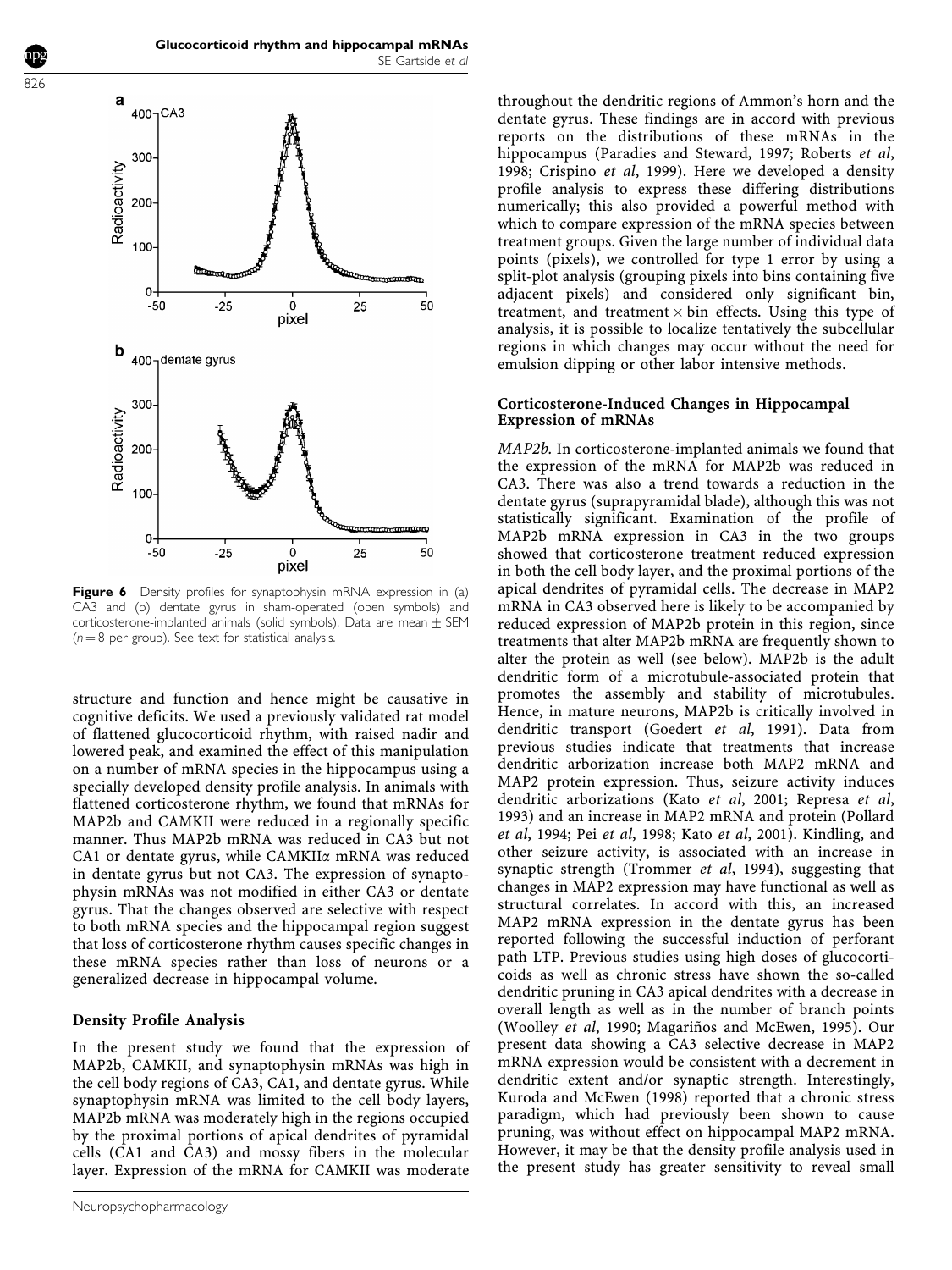**Figure 6** Density profiles for synaptophysin mRNA expression in (a) CA3 and (b) dentate gyrus in sham-operated (open symbols) and corticosterone-implanted animals (solid symbols). Data are mean ± SEM ($n = 8$ per group). See text for statistical analysis.

structure and function and hence might be causative in cognitive deficits. We used a previously validated rat model of flattened glucocorticoid rhythm, with raised nadir and lowered peak, and examined the effect of this manipulation on a number of mRNA species in the hippocampus using a specially developed density profile analysis. In animals with flattened corticosterone rhythm, we found that mRNAs for MAP2b and CAMKII were reduced in a regionally specific manner. Thus MAP2b mRNA was reduced in CA3 but not CA1 or dentate gyrus, while CAMKII$\alpha$ mRNA was reduced in dentate gyrus but not CA3. The expression of synaptophysin mRNAs was not modified in either CA3 or dentate gyrus. That the changes observed are selective with respect to both mRNA species and the hippocampal region suggest that loss of corticosterone rhythm causes specific changes in these mRNA species rather than loss of neurons or a generalized decrease in hippocampal volume.

## Density Profile Analysis

In the present study we found that the expression of MAP2b, CAMKII, and synaptophysin mRNAs was high in the cell body regions of CA3, CA1, and dentate gyrus. While synaptophysin mRNA was limited to the cell body layers, MAP2b mRNA was moderately high in the regions occupied by the proximal portions of apical dendrites of pyramidal cells (CA1 and CA3) and mossy fibers in the molecular layer. Expression of the mRNA for CAMKII was moderate throughout the dendritic regions of Ammon's horn and the dentate gyrus. These findings are in accord with previous reports on the distributions of these mRNAs in the hippocampus (Paradies and Steward, 1997; Roberts *et al*, 1998; Crispino *et al*, 1999). Here we developed a density profile analysis to express these differing distributions numerically; this also provided a powerful method with which to compare expression of the mRNA species between treatment groups. Given the large number of individual data points (pixels), we controlled for type 1 error by using a split-plot analysis (grouping pixels into bins containing five adjacent pixels) and considered only significant bin, treatment, and treatment × bin effects. Using this type of analysis, it is possible to localize tentatively the subcellular regions in which changes may occur without the need for emulsion dipping or other labor intensive methods.

## Corticosterone-Induced Changes in Hippocampal Expression of mRNAs

*MAP2b.* In corticosterone-implanted animals we found that the expression of the mRNA for MAP2b was reduced in CA3. There was also a trend towards a reduction in the dentate gyrus (suprapyramidal blade), although this was not statistically significant. Examination of the profile of MAP2b mRNA expression in CA3 in the two groups showed that corticosterone treatment reduced expression in both the cell body layer, and the proximal portions of the apical dendrites of pyramidal cells. The decrease in MAP2 mRNA in CA3 observed here is likely to be accompanied by reduced expression of MAP2b protein in this region, since treatments that alter MAP2b mRNA are frequently shown to alter the protein as well (see below). MAP2b is the adult dendritic form of a microtubule-associated protein that promotes the assembly and stability of microtubules. Hence, in mature neurons, MAP2b is critically involved in dendritic transport (Goedert *et al*, 1991). Data from previous studies indicate that treatments that increase dendritic arborization increase both MAP2 mRNA and MAP2 protein expression. Thus, seizure activity induces dendritic arborizations (Kato *et al*, 2001; Represa *et al*, 1993) and an increase in MAP2 mRNA and protein (Pollard *et al*, 1994; Pei *et al*, 1998; Kato *et al*, 2001). Kindling, and other seizure activity, is associated with an increase in synaptic strength (Trommer *et al*, 1994), suggesting that changes in MAP2 expression may have functional as well as structural correlates. In accord with this, an increased MAP2 mRNA expression in the dentate gyrus has been reported following the successful induction of perforant path LTP. Previous studies using high doses of glucocorticoids as well as chronic stress have shown the so-called dendritic pruning in CA3 apical dendrites with a decrease in overall length as well as in the number of branch points (Woolley *et al*, 1990; Magariños and McEwen, 1995). Our present data showing a CA3 selective decrease in MAP2 mRNA expression would be consistent with a decrement in dendritic extent and/or synaptic strength. Interestingly, Kuroda and McEwen (1998) reported that a chronic stress paradigm, which had previously been shown to cause pruning, was without effect on hippocampal MAP2 mRNA. However, it may be that the density profile analysis used in the present study has greater sensitivity to reveal small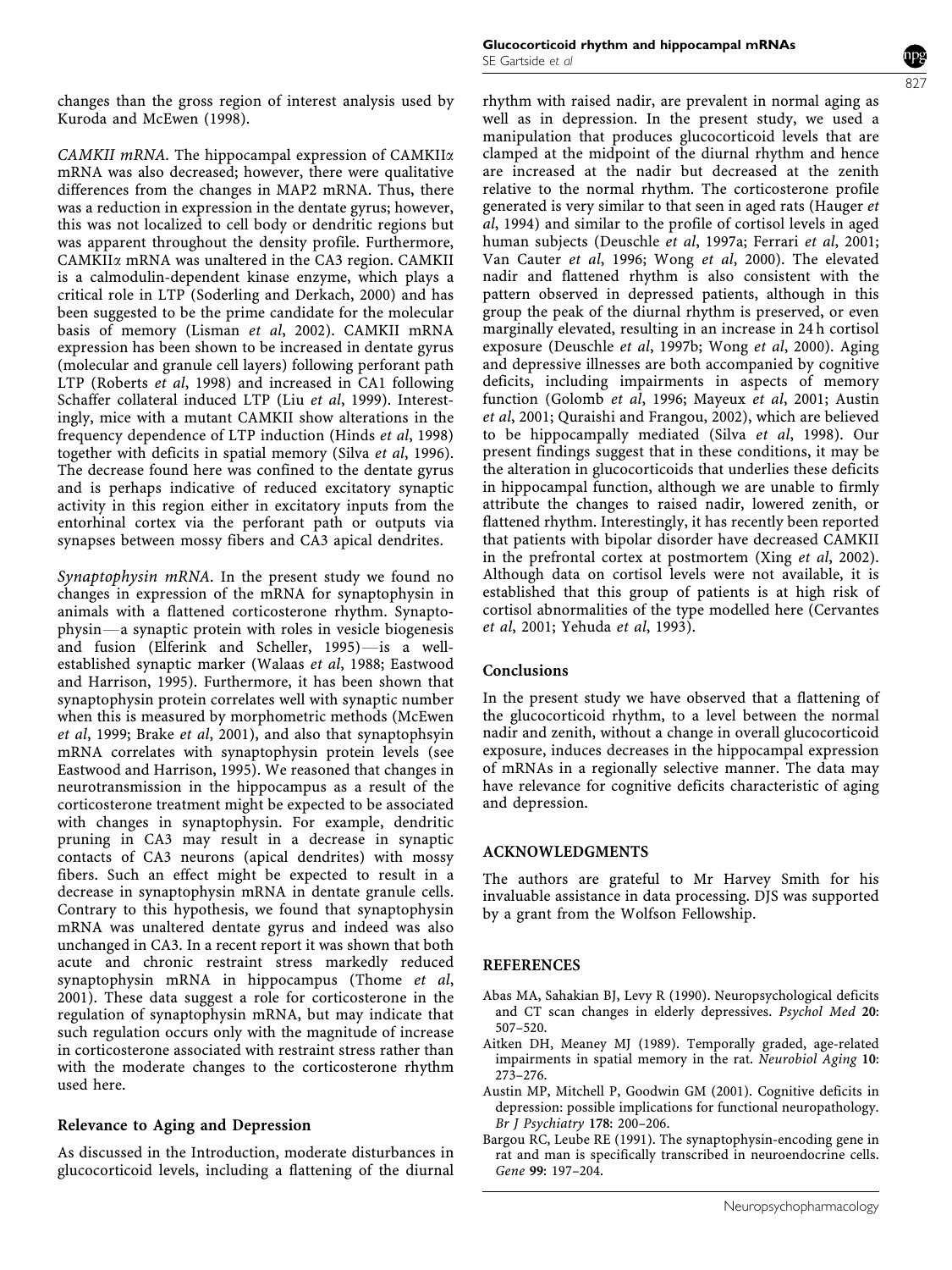changes than the gross region of interest analysis used by Kuroda and McEwen (1998).

*CAMKII mRNA.* The hippocampal expression of CAMKIIα mRNA was also decreased; however, there were qualitative differences from the changes in MAP2 mRNA. Thus, there was a reduction in expression in the dentate gyrus; however, this was not localized to cell body or dendritic regions but was apparent throughout the density profile. Furthermore, CAMKIIα mRNA was unaltered in the CA3 region. CAMKII is a calmodulin-dependent kinase enzyme, which plays a critical role in LTP (Soderling and Derkach, 2000) and has been suggested to be the prime candidate for the molecular basis of memory (Lisman *et al*, 2002). CAMKII mRNA expression has been shown to be increased in dentate gyrus (molecular and granule cell layers) following perforant path LTP (Roberts *et al*, 1998) and increased in CA1 following Schaffer collateral induced LTP (Liu *et al*, 1999). Interestingly, mice with a mutant CAMKII show alterations in the frequency dependence of LTP induction (Hinds *et al*, 1998) together with deficits in spatial memory (Silva *et al*, 1996). The decrease found here was confined to the dentate gyrus and is perhaps indicative of reduced excitatory synaptic activity in this region either in excitatory inputs from the entorhinal cortex via the perforant path or outputs via synapses between mossy fibers and CA3 apical dendrites.

*Synaptophysin mRNA.* In the present study we found no changes in expression of the mRNA for synaptophysin in animals with a flattened corticosterone rhythm. Synaptophysin—a synaptic protein with roles in vesicle biogenesis and fusion (Elferink and Scheller, 1995)—is a well-established synaptic marker (Walaas *et al*, 1988; Eastwood and Harrison, 1995). Furthermore, it has been shown that synaptophysin protein correlates well with synaptic number when this is measured by morphometric methods (McEwen *et al*, 1999; Brake *et al*, 2001), and also that synaptophsyin mRNA correlates with synaptophysin protein levels (see Eastwood and Harrison, 1995). We reasoned that changes in neurotransmission in the hippocampus as a result of the corticosterone treatment might be expected to be associated with changes in synaptophysin. For example, dendritic pruning in CA3 may result in a decrease in synaptic contacts of CA3 neurons (apical dendrites) with mossy fibers. Such an effect might be expected to result in a decrease in synaptophysin mRNA in dentate granule cells. Contrary to this hypothesis, we found that synaptophysin mRNA was unaltered dentate gyrus and indeed was also unchanged in CA3. In a recent report it was shown that both acute and chronic restraint stress markedly reduced synaptophysin mRNA in hippocampus (Thome *et al*, 2001). These data suggest a role for corticosterone in the regulation of synaptophysin mRNA, but may indicate that such regulation occurs only with the magnitude of increase in corticosterone associated with restraint stress rather than with the moderate changes to the corticosterone rhythm used here.

### Relevance to Aging and Depression

As discussed in the Introduction, moderate disturbances in glucocorticoid levels, including a flattening of the diurnal rhythm with raised nadir, are prevalent in normal aging as well as in depression. In the present study, we used a manipulation that produces glucocorticoid levels that are clamped at the midpoint of the diurnal rhythm and hence are increased at the nadir but decreased at the zenith relative to the normal rhythm. The corticosterone profile generated is very similar to that seen in aged rats (Hauger *et al*, 1994) and similar to the profile of cortisol levels in aged human subjects (Deuschle *et al*, 1997a; Ferrari *et al*, 2001; Van Cauter *et al*, 1996; Wong *et al*, 2000). The elevated nadir and flattened rhythm is also consistent with the pattern observed in depressed patients, although in this group the peak of the diurnal rhythm is preserved, or even marginally elevated, resulting in an increase in 24 h cortisol exposure (Deuschle *et al*, 1997b; Wong *et al*, 2000). Aging and depressive illnesses are both accompanied by cognitive deficits, including impairments in aspects of memory function (Golomb *et al*, 1996; Mayeux *et al*, 2001; Austin *et al*, 2001; Quraishi and Frangou, 2002), which are believed to be hippocampally mediated (Silva *et al*, 1998). Our present findings suggest that in these conditions, it may be the alteration in glucocorticoids that underlies these deficits in hippocampal function, although we are unable to firmly attribute the changes to raised nadir, lowered zenith, or flattened rhythm. Interestingly, it has recently been reported that patients with bipolar disorder have decreased CAMKII in the prefrontal cortex at postmortem (Xing *et al*, 2002). Although data on cortisol levels were not available, it is established that this group of patients is at high risk of cortisol abnormalities of the type modelled here (Cervantes *et al*, 2001; Yehuda *et al*, 1993).

## Conclusions

In the present study we have observed that a flattening of the glucocorticoid rhythm, to a level between the normal nadir and zenith, without a change in overall glucocorticoid exposure, induces decreases in the hippocampal expression of mRNAs in a regionally selective manner. The data may have relevance for cognitive deficits characteristic of aging and depression.

## ACKNOWLEDGMENTS

The authors are grateful to Mr Harvey Smith for his invaluable assistance in data processing. DJS was supported by a grant from the Wolfson Fellowship.

## REFERENCES

Abas MA, Sahakian BJ, Levy R (1990). Neuropsychological deficits and CT scan changes in elderly depressives. *Psychol Med* **20**: 507–520.

Aitken DH, Meaney MJ (1989). Temporally graded, age-related impairments in spatial memory in the rat. *Neurobiol Aging* **10**: 273–276.

Austin MP, Mitchell P, Goodwin GM (2001). Cognitive deficits in depression: possible implications for functional neuropathology. *Br J Psychiatry* **178**: 200–206.

Bargou RC, Leube RE (1991). The synaptophysin-encoding gene in rat and man is specifically transcribed in neuroendocrine cells. *Gene* **99**: 197–204.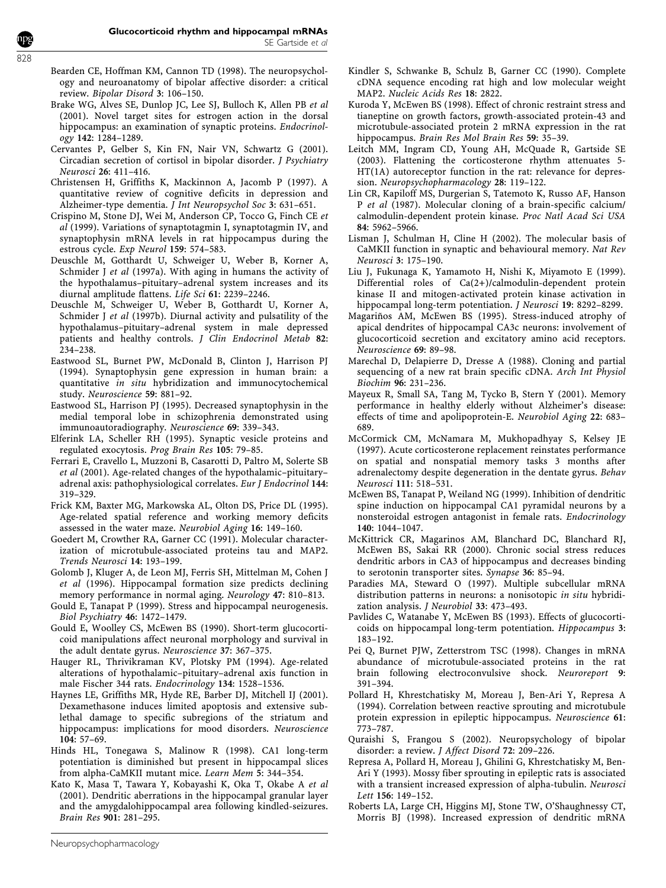Bearden CE, Hoffman KM, Cannon TD (1998). The neuropsychology and neuroanatomy of bipolar affective disorder: a critical review. *Bipolar Disord* **3**: 106–150.

Brake WG, Alves SE, Dunlop JC, Lee SJ, Bulloch K, Allen PB *et al* (2001). Novel target sites for estrogen action in the dorsal hippocampus: an examination of synaptic proteins. *Endocrinology* **142**: 1284–1289.

Cervantes P, Gelber S, Kin FN, Nair VN, Schwartz G (2001). Circadian secretion of cortisol in bipolar disorder. *J Psychiatry Neurosci* **26**: 411–416.

Christensen H, Griffiths K, Mackinnon A, Jacomb P (1997). A quantitative review of cognitive deficits in depression and Alzheimer-type dementia. *J Int Neuropsychol Soc* **3**: 631–651.

Crispino M, Stone DJ, Wei M, Anderson CP, Tocco G, Finch CE *et al* (1999). Variations of synaptotagmin I, synaptotagmin IV, and synaptophysin mRNA levels in rat hippocampus during the estrous cycle. *Exp Neurol* **159**: 574–583.

Deuschle M, Gotthardt U, Schweiger U, Weber B, Korner A, Schmider J *et al* (1997a). With aging in humans the activity of the hypothalamus–pituitary–adrenal system increases and its diurnal amplitude flattens. *Life Sci* **61**: 2239–2246.

Deuschle M, Schweiger U, Weber B, Gotthardt U, Korner A, Schmider J *et al* (1997b). Diurnal activity and pulsatility of the hypothalamus–pituitary–adrenal system in male depressed patients and healthy controls. *J Clin Endocrinol Metab* **82**: 234–238.

Eastwood SL, Burnet PW, McDonald B, Clinton J, Harrison PJ (1994). Synaptophysin gene expression in human brain: a quantitative *in situ* hybridization and immunocytochemical study. *Neuroscience* **59**: 881–92.

Eastwood SL, Harrison PJ (1995). Decreased synaptophysin in the medial temporal lobe in schizophrenia demonstrated using immunoautoradiography. *Neuroscience* **69**: 339–343.

Elferink LA, Scheller RH (1995). Synaptic vesicle proteins and regulated exocytosis. *Prog Brain Res* **105**: 79–85.

Ferrari E, Cravello L, Muzzoni B, Casarotti D, Paltro M, Solerte SB *et al* (2001). Age-related changes of the hypothalamic–pituitary–adrenal axis: pathophysiological correlates. *Eur J Endocrinol* **144**: 319–329.

Frick KM, Baxter MG, Markowska AL, Olton DS, Price DL (1995). Age-related spatial reference and working memory deficits assessed in the water maze. *Neurobiol Aging* **16**: 149–160.

Goedert M, Crowther RA, Garner CC (1991). Molecular characterization of microtubule-associated proteins tau and MAP2. *Trends Neurosci* **14**: 193–199.

Golomb J, Kluger A, de Leon MJ, Ferris SH, Mittelman M, Cohen J *et al* (1996). Hippocampal formation size predicts declining memory performance in normal aging. *Neurology* **47**: 810–813.

Gould E, Tanapat P (1999). Stress and hippocampal neurogenesis. *Biol Psychiatry* **46**: 1472–1479.

Gould E, Woolley CS, McEwen BS (1990). Short-term glucocorticoid manipulations affect neuronal morphology and survival in the adult dentate gyrus. *Neuroscience* **37**: 367–375.

Hauger RL, Thrivikraman KV, Plotsky PM (1994). Age-related alterations of hypothalamic–pituitary–adrenal axis function in male Fischer 344 rats. *Endocrinology* **134**: 1528–1536.

Haynes LE, Griffiths MR, Hyde RE, Barber DJ, Mitchell IJ (2001). Dexamethasone induces limited apoptosis and extensive sublethal damage to specific subregions of the striatum and hippocampus: implications for mood disorders. *Neuroscience* **104**: 57–69.

Hinds HL, Tonegawa S, Malinow R (1998). CA1 long-term potentiation is diminished but present in hippocampal slices from alpha-CaMKII mutant mice. *Learn Mem* **5**: 344–354.

Kato K, Masa T, Tawara Y, Kobayashi K, Oka T, Okabe A *et al* (2001). Dendritic aberrations in the hippocampal granular layer and the amygdalohippocampal area following kindled-seizures. *Brain Res* **901**: 281–295.

Kindler S, Schwanke B, Schulz B, Garner CC (1990). Complete cDNA sequence encoding rat high and low molecular weight MAP2. *Nucleic Acids Res* **18**: 2822.

Kuroda Y, McEwen BS (1998). Effect of chronic restraint stress and tianeptine on growth factors, growth-associated protein-43 and microtubule-associated protein 2 mRNA expression in the rat hippocampus. *Brain Res Mol Brain Res* **59**: 35–39.

Leitch MM, Ingram CD, Young AH, McQuade R, Gartside SE (2003). Flattening the corticosterone rhythm attenuates 5-HT(1A) autoreceptor function in the rat: relevance for depression. *Neuropsychopharmacology* **28**: 119–122.

Lin CR, Kapiloff MS, Durgerian S, Tatemoto K, Russo AF, Hanson P *et al* (1987). Molecular cloning of a brain-specific calcium/calmodulin-dependent protein kinase. *Proc Natl Acad Sci USA* **84**: 5962–5966.

Lisman J, Schulman H, Cline H (2002). The molecular basis of CaMKII function in synaptic and behavioural memory. *Nat Rev Neurosci* **3**: 175–190.

Liu J, Fukunaga K, Yamamoto H, Nishi K, Miyamoto E (1999). Differential roles of Ca(2+)/calmodulin-dependent protein kinase II and mitogen-activated protein kinase activation in hippocampal long-term potentiation. *J Neurosci* **19**: 8292–8299.

Magariños AM, McEwen BS (1995). Stress-induced atrophy of apical dendrites of hippocampal CA3c neurons: involvement of glucocorticoid secretion and excitatory amino acid receptors. *Neuroscience* **69**: 89–98.

Marechal D, Delapierre D, Dresse A (1988). Cloning and partial sequencing of a new rat brain specific cDNA. *Arch Int Physiol Biochim* **96**: 231–236.

Mayeux R, Small SA, Tang M, Tycko B, Stern Y (2001). Memory performance in healthy elderly without Alzheimer's disease: effects of time and apolipoprotein-E. *Neurobiol Aging* **22**: 683–689.

McCormick CM, McNamara M, Mukhopadhyay S, Kelsey JE (1997). Acute corticosterone replacement reinstates performance on spatial and nonspatial memory tasks 3 months after adrenalectomy despite degeneration in the dentate gyrus. *Behav Neurosci* **111**: 518–531.

McEwen BS, Tanapat P, Weiland NG (1999). Inhibition of dendritic spine induction on hippocampal CA1 pyramidal neurons by a nonsteroidal estrogen antagonist in female rats. *Endocrinology* **140**: 1044–1047.

McKittrick CR, Magarinos AM, Blanchard DC, Blanchard RJ, McEwen BS, Sakai RR (2000). Chronic social stress reduces dendritic arbors in CA3 of hippocampus and decreases binding to serotonin transporter sites. *Synapse* **36**: 85–94.

Paradies MA, Steward O (1997). Multiple subcellular mRNA distribution patterns in neurons: a nonisotopic *in situ* hybridization analysis. *J Neurobiol* **33**: 473–493.

Pavlides C, Watanabe Y, McEwen BS (1993). Effects of glucocorticoids on hippocampal long-term potentiation. *Hippocampus* **3**: 183–192.

Pei Q, Burnet PJW, Zetterstrom TSC (1998). Changes in mRNA abundance of microtubule-associated proteins in the rat brain following electroconvulsive shock. *Neuroreport* **9**: 391–394.

Pollard H, Khrestchatisky M, Moreau J, Ben-Ari Y, Represa A (1994). Correlation between reactive sprouting and microtubule protein expression in epileptic hippocampus. *Neuroscience* **61**: 773–787.

Quraishi S, Frangou S (2002). Neuropsychology of bipolar disorder: a review. *J Affect Disord* **72**: 209–226.

Represa A, Pollard H, Moreau J, Ghilini G, Khrestchatisky M, Ben-Ari Y (1993). Mossy fiber sprouting in epileptic rats is associated with a transient increased expression of alpha-tubulin. *Neurosci Lett* **156**: 149–152.

Roberts LA, Large CH, Higgins MJ, Stone TW, O'Shaughnessy CT, Morris BJ (1998). Increased expression of dendritic mRNA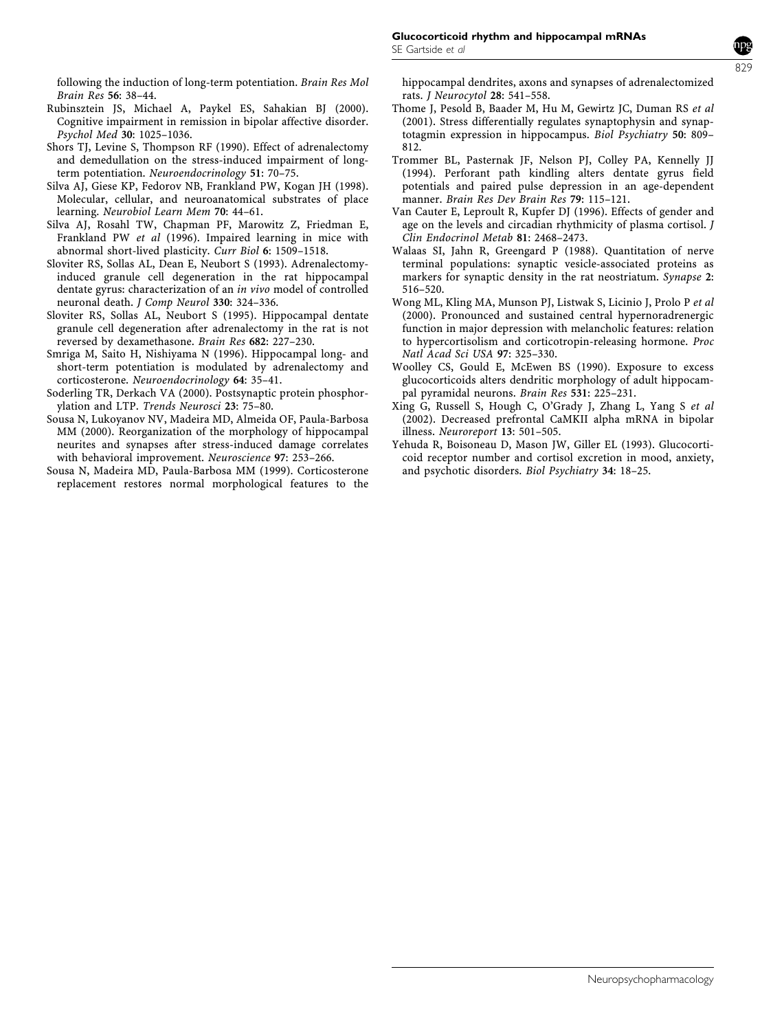following the induction of long-term potentiation. *Brain Res Mol Brain Res* **56**: 38–44.

Rubinsztein JS, Michael A, Paykel ES, Sahakian BJ (2000). Cognitive impairment in remission in bipolar affective disorder. *Psychol Med* **30**: 1025–1036.

Shors TJ, Levine S, Thompson RF (1990). Effect of adrenalectomy and demedullation on the stress-induced impairment of long-term potentiation. *Neuroendocrinology* **51**: 70–75.

Silva AJ, Giese KP, Fedorov NB, Frankland PW, Kogan JH (1998). Molecular, cellular, and neuroanatomical substrates of place learning. *Neurobiol Learn Mem* **70**: 44–61.

Silva AJ, Rosahl TW, Chapman PF, Marowitz Z, Friedman E, Frankland PW *et al* (1996). Impaired learning in mice with abnormal short-lived plasticity. *Curr Biol* **6**: 1509–1518.

Sloviter RS, Sollas AL, Dean E, Neubort S (1993). Adrenalectomy-induced granule cell degeneration in the rat hippocampal dentate gyrus: characterization of an *in vivo* model of controlled neuronal death. *J Comp Neurol* **330**: 324–336.

Sloviter RS, Sollas AL, Neubort S (1995). Hippocampal dentate granule cell degeneration after adrenalectomy in the rat is not reversed by dexamethasone. *Brain Res* **682**: 227–230.

Smriga M, Saito H, Nishiyama N (1996). Hippocampal long- and short-term potentiation is modulated by adrenalectomy and corticosterone. *Neuroendocrinology* **64**: 35–41.

Soderling TR, Derkach VA (2000). Postsynaptic protein phosphorylation and LTP. *Trends Neurosci* **23**: 75–80.

Sousa N, Lukoyanov NV, Madeira MD, Almeida OF, Paula-Barbosa MM (2000). Reorganization of the morphology of hippocampal neurites and synapses after stress-induced damage correlates with behavioral improvement. *Neuroscience* **97**: 253–266.

Sousa N, Madeira MD, Paula-Barbosa MM (1999). Corticosterone replacement restores normal morphological features to the hippocampal dendrites, axons and synapses of adrenalectomized rats. *J Neurocytol* **28**: 541–558.

Thome J, Pesold B, Baader M, Hu M, Gewirtz JC, Duman RS *et al* (2001). Stress differentially regulates synaptophysin and synaptotagmin expression in hippocampus. *Biol Psychiatry* **50**: 809–812.

Trommer BL, Pasternak JF, Nelson PJ, Colley PA, Kennelly JJ (1994). Perforant path kindling alters dentate gyrus field potentials and paired pulse depression in an age-dependent manner. *Brain Res Dev Brain Res* **79**: 115–121.

Van Cauter E, Leproult R, Kupfer DJ (1996). Effects of gender and age on the levels and circadian rhythmicity of plasma cortisol. *J Clin Endocrinol Metab* **81**: 2468–2473.

Walaas SI, Jahn R, Greengard P (1988). Quantitation of nerve terminal populations: synaptic vesicle-associated proteins as markers for synaptic density in the rat neostriatum. *Synapse* **2**: 516–520.

Wong ML, Kling MA, Munson PJ, Listwak S, Licinio J, Prolo P *et al* (2000). Pronounced and sustained central hypernoradrenergic function in major depression with melancholic features: relation to hypercortisolism and corticotropin-releasing hormone. *Proc Natl Acad Sci USA* **97**: 325–330.

Woolley CS, Gould E, McEwen BS (1990). Exposure to excess glucocorticoids alters dendritic morphology of adult hippocampal pyramidal neurons. *Brain Res* **531**: 225–231.

Xing G, Russell S, Hough C, O'Grady J, Zhang L, Yang S *et al* (2002). Decreased prefrontal CaMKII alpha mRNA in bipolar illness. *Neuroreport* **13**: 501–505.

Yehuda R, Boisoneau D, Mason JW, Giller EL (1993). Glucocorticoid receptor number and cortisol excretion in mood, anxiety, and psychotic disorders. *Biol Psychiatry* **34**: 18–25.